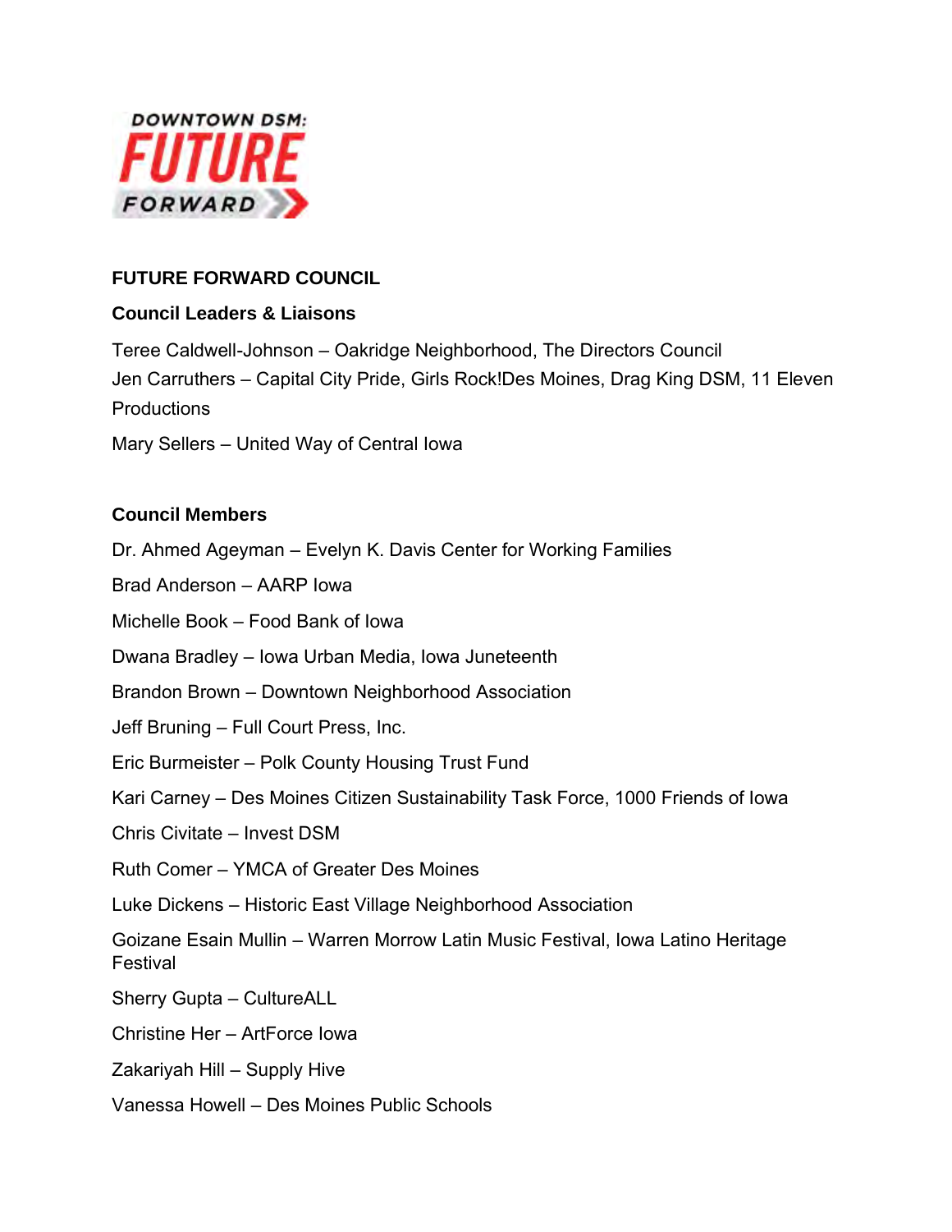DOWNTOWN DSM: FUTURE FORWARD

**FUTURE FORWARD COUNCIL**

**Council Leaders & Liaisons**

Teree Caldwell-Johnson – Oakridge Neighborhood, The Directors Council
Jen Carruthers – Capital City Pride, Girls Rock!Des Moines, Drag King DSM, 11 Eleven Productions

Mary Sellers – United Way of Central Iowa

**Council Members**

Dr. Ahmed Ageyman – Evelyn K. Davis Center for Working Families

Brad Anderson – AARP Iowa

Michelle Book – Food Bank of Iowa

Dwana Bradley – Iowa Urban Media, Iowa Juneteenth

Brandon Brown – Downtown Neighborhood Association

Jeff Bruning – Full Court Press, Inc.

Eric Burmeister – Polk County Housing Trust Fund

Kari Carney – Des Moines Citizen Sustainability Task Force, 1000 Friends of Iowa

Chris Civitate – Invest DSM

Ruth Comer – YMCA of Greater Des Moines

Luke Dickens – Historic East Village Neighborhood Association

Goizane Esain Mullin – Warren Morrow Latin Music Festival, Iowa Latino Heritage Festival

Sherry Gupta – CultureALL

Christine Her – ArtForce Iowa

Zakariyah Hill – Supply Hive

Vanessa Howell – Des Moines Public Schools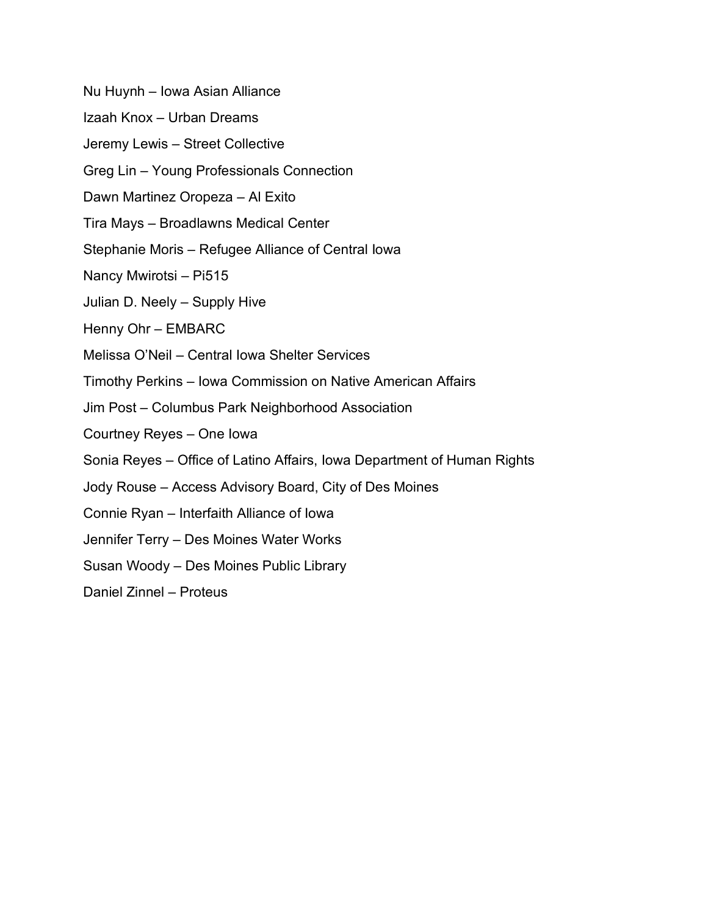Nu Huynh – Iowa Asian Alliance

Izaah Knox – Urban Dreams

Jeremy Lewis – Street Collective

Greg Lin – Young Professionals Connection

Dawn Martinez Oropeza – Al Exito

Tira Mays – Broadlawns Medical Center

Stephanie Moris – Refugee Alliance of Central Iowa

Nancy Mwirotsi – Pi515

Julian D. Neely – Supply Hive

Henny Ohr – EMBARC

Melissa O'Neil – Central Iowa Shelter Services

Timothy Perkins – Iowa Commission on Native American Affairs

Jim Post – Columbus Park Neighborhood Association

Courtney Reyes – One Iowa

Sonia Reyes – Office of Latino Affairs, Iowa Department of Human Rights

Jody Rouse – Access Advisory Board, City of Des Moines

Connie Ryan – Interfaith Alliance of Iowa

Jennifer Terry – Des Moines Water Works

Susan Woody – Des Moines Public Library

Daniel Zinnel – Proteus